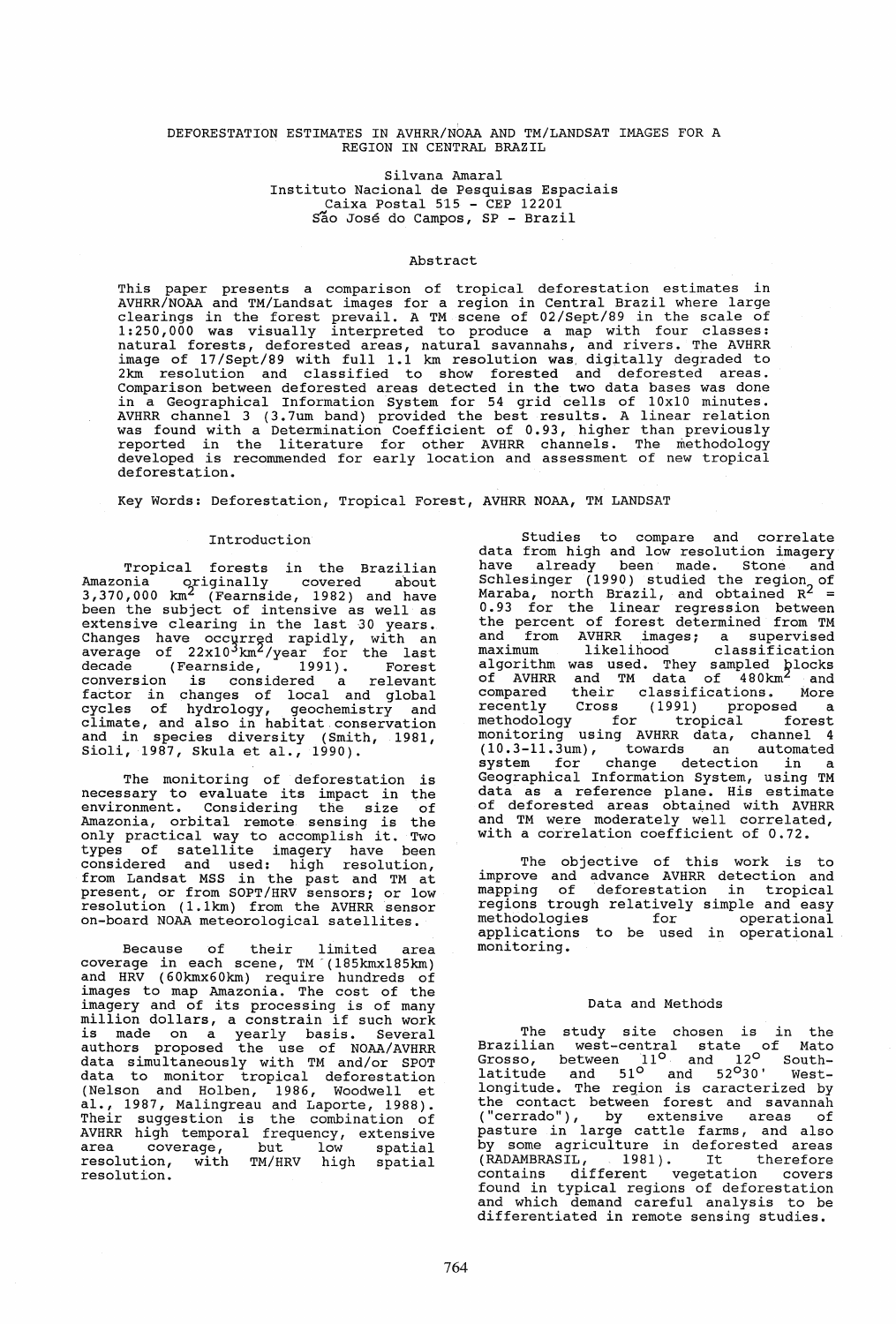# DEFORESTATION ESTIMATES IN AVHRR/NOAA AND TM/LANDSAT IMAGES FOR A REGION IN CENTRAL BRAZIL

Silvana Amaral
Instituto Nacional de Pesquisas Espaciais
Caixa Postal 515 - CEP 12201
São José do Campos, SP - Brazil

## Abstract

This paper presents a comparison of tropical deforestation estimates in AVHRR/NOAA and TM/Landsat images for a region in Central Brazil where large clearings in the forest prevail. A TM scene of 02/Sept/89 in the scale of 1:250,000 was visually interpreted to produce a map with four classes: natural forests, deforested areas, natural savannahs, and rivers. The AVHRR image of 17/Sept/89 with full 1.1 km resolution was digitally degraded to 2km resolution and classified to show forested and deforested areas. Comparison between deforested areas detected in the two data bases was done in a Geographical Information System for 54 grid cells of 10x10 minutes. AVHRR channel 3 (3.7um band) provided the best results. A linear relation was found with a Determination Coefficient of 0.93, higher than previously reported in the literature for other AVHRR channels. The methodology developed is recommended for early location and assessment of new tropical deforestation.

Key Words: Deforestation, Tropical Forest, AVHRR NOAA, TM LANDSAT

## Introduction

Tropical forests in the Brazilian Amazonia originally covered about 3,370,000 $km^2$ (Fearnside, 1982) and have been the subject of intensive as well as extensive clearing in the last 30 years. Changes have occurred rapidly, with an average of $22 \times 10^3 km^2$/year for the last decade (Fearnside, 1991). Forest conversion is considered a relevant factor in changes of local and global cycles of hydrology, geochemistry and climate, and also in habitat conservation and in species diversity (Smith, 1981, Sioli, 1987, Skula et al., 1990).

The monitoring of deforestation is necessary to evaluate its impact in the environment. Considering the size of Amazonia, orbital remote sensing is the only practical way to accomplish it. Two types of satellite imagery have been considered and used: high resolution, from Landsat MSS in the past and TM at present, or from SOPT/HRV sensors; or low resolution (1.1km) from the AVHRR sensor on-board NOAA meteorological satellites.

Because of their limited area coverage in each scene, TM (185kmx185km) and HRV (60kmx60km) require hundreds of images to map Amazonia. The cost of the imagery and of its processing is of many million dollars, a constrain if such work is made on a yearly basis. Several authors proposed the use of NOAA/AVHRR data simultaneously with TM and/or SPOT data to monitor tropical deforestation (Nelson and Holben, 1986, Woodwell et al., 1987, Malingreau and Laporte, 1988). Their suggestion is the combination of AVHRR high temporal frequency, extensive area coverage, but low spatial resolution, with TM/HRV high spatial resolution.

Studies to compare and correlate data from high and low resolution imagery have already been made. Stone and Schlesinger (1990) studied the region of Maraba, north Brazil, and obtained $R^2$ = 0.93 for the linear regression between the percent of forest determined from TM and from AVHRR images; a supervised maximum likelihood classification algorithm was used. They sampled blocks of AVHRR and TM data of 480$km^2$ and compared their classifications. More recently Cross (1991) proposed a methodology for tropical forest monitoring using AVHRR data, channel 4 (10.3-11.3um), towards an automated system for change detection in a Geographical Information System, using TM data as a reference plane. His estimate of deforested areas obtained with AVHRR and TM were moderately well correlated, with a correlation coefficient of 0.72.

The objective of this work is to improve and advance AVHRR detection and mapping of deforestation in tropical regions trough relatively simple and easy methodologies for operational applications to be used in operational monitoring.

## Data and Methods

The study site chosen is in the Brazilian west-central state of Mato Grosso, between 11° and 12° South-latitude and 51° and 52°30' West-longitude. The region is caracterized by the contact between forest and savannah ("cerrado"), by extensive areas of pasture in large cattle farms, and also by some agriculture in deforested areas (RADAMBRASIL, 1981). It therefore contains different vegetation covers found in typical regions of deforestation and which demand careful analysis to be differentiated in remote sensing studies.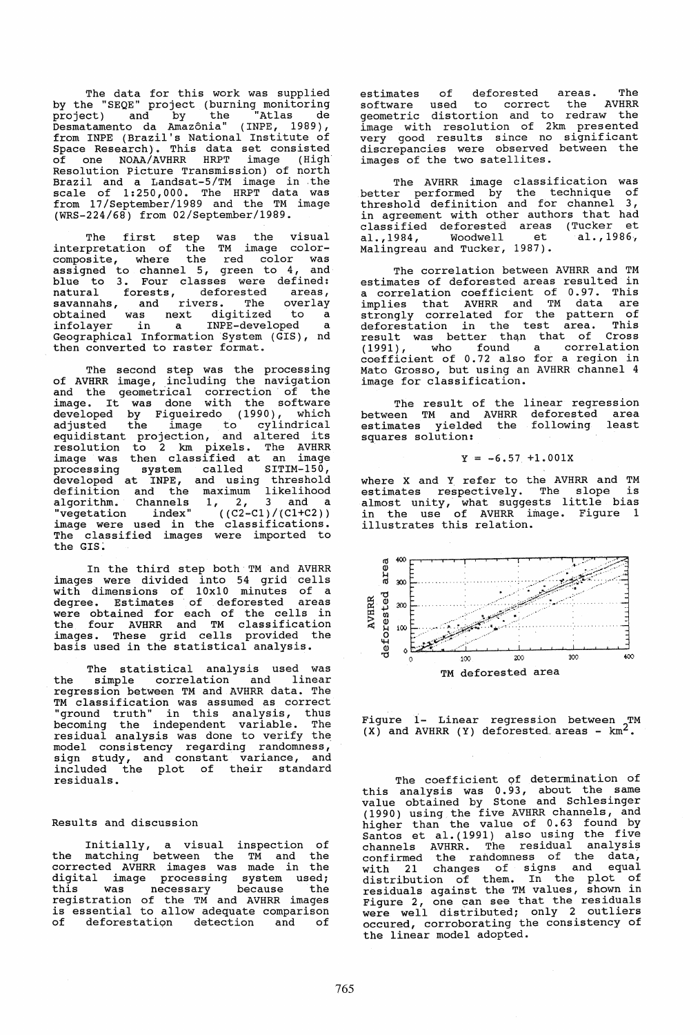The data for this work was supplied by the "SEQE" project (burning monitoring project) and by the "Atlas de Desmatamento da Amazônia" (INPE, 1989), from INPE (Brazil's National Institute of Space Research). This data set consisted of one NOAA/AVHRR HRPT image (High Resolution Picture Transmission) of north Brazil and a Landsat-5/TM image in the scale of 1:250,000. The HRPT data was from 17/September/1989 and the TM image (WRS-224/68) from 02/September/1989.

The first step was the visual interpretation of the TM image color-composite, where the red color was assigned to channel 5, green to 4, and blue to 3. Four classes were defined: natural forests, deforested areas, savannahs, and rivers. The overlay obtained was next digitized to a infolayer in a INPE-developed a Geographical Information System (GIS), nd then converted to raster format.

The second step was the processing of AVHRR image, including the navigation and the geometrical correction of the image. It was done with the software developed by Figueiredo (1990), which adjusted the image to cylindrical equidistant projection, and altered its resolution to 2 km pixels. The AVHRR image was then classified at an image processing system called SITIM-150, developed at INPE, and using threshold definition and the maximum likelihood algorithm. Channels 1, 2, 3 and a "vegetation index" ((C2-C1)/(C1+C2)) image were used in the classifications. The classified images were imported to the GIS.

In the third step both TM and AVHRR images were divided into 54 grid cells with dimensions of 10x10 minutes of a degree. Estimates of deforested areas were obtained for each of the cells in the four AVHRR and TM classification images. These grid cells provided the basis used in the statistical analysis.

The statistical analysis used was the simple correlation and linear regression between TM and AVHRR data. The TM classification was assumed as correct "ground truth" in this analysis, thus becoming the independent variable. The residual analysis was done to verify the model consistency regarding randomness, sign study, and constant variance, and included the plot of their standard residuals.

## Results and discussion

Initially, a visual inspection of the matching between the TM and the corrected AVHRR images was made in the digital image processing system used; this was necessary because the registration of the TM and AVHRR images is essential to allow adequate comparison of deforestation detection and of estimates of deforested areas. The software used to correct the AVHRR geometric distortion and to redraw the image with resolution of 2km presented very good results since no significant discrepancies were observed between the images of the two satellites.

The AVHRR image classification was better performed by the technique of threshold definition and for channel 3, in agreement with other authors that had classified deforested areas (Tucker et al.,1984, Woodwell et al.,1986, Malingreau and Tucker, 1987).

The correlation between AVHRR and TM estimates of deforested areas resulted in a correlation coefficient of 0.97. This implies that AVHRR and TM data are strongly correlated for the pattern of deforestation in the test area. This result was better than that of Cross (1991), who found a correlation coefficient of 0.72 also for a region in Mato Grosso, but using an AVHRR channel 4 image for classification.

The result of the linear regression between TM and AVHRR deforested area estimates yielded the following least squares solution:

$$Y = -6.57 + 1.001X$$

where X and Y refer to the AVHRR and TM estimates respectively. The slope is almost unity, what suggests little bias in the use of AVHRR image. Figure 1 illustrates this relation.

Figure 1- Linear regression between TM (X) and AVHRR (Y) deforested areas - $km^2$.

The coefficient of determination of this analysis was 0.93, about the same value obtained by Stone and Schlesinger (1990) using the five AVHRR channels, and higher than the value of 0.63 found by Santos et al.(1991) also using the five channels AVHRR. The residual analysis confirmed the randomness of the data, with 21 changes of signs and equal distribution of them. In the plot of residuals against the TM values, shown in Figure 2, one can see that the residuals were well distributed; only 2 outliers occured, corroborating the consistency of the linear model adopted.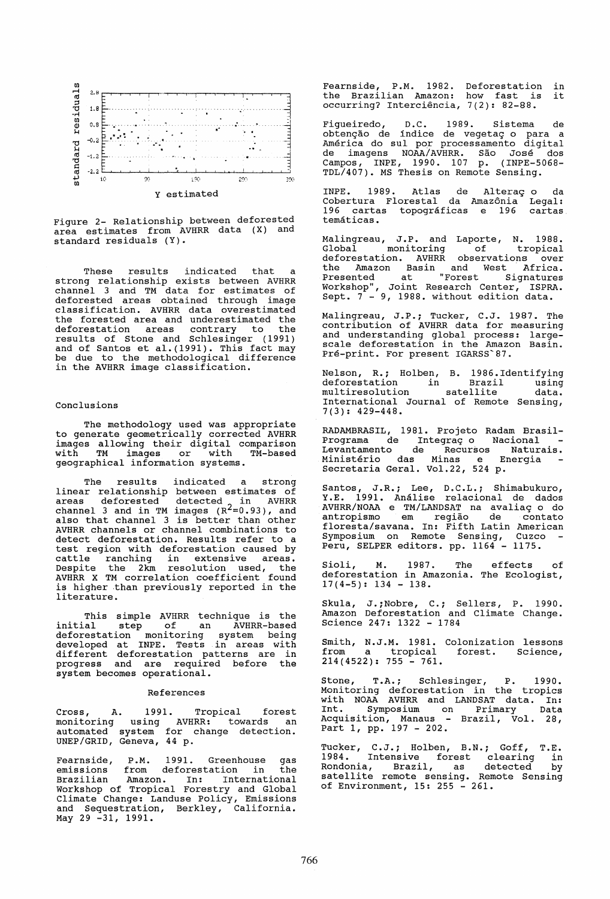Figure 2- Relationship between deforested area estimates from AVHRR data (X) and standard residuals (Y).

These results indicated that a strong relationship exists between AVHRR channel 3 and TM data for estimates of deforested areas obtained through image classification. AVHRR data overestimated the forested area and underestimated the deforestation areas contrary to the results of Stone and Schlesinger (1991) and of Santos et al.(1991). This fact may be due to the methodological difference in the AVHRR image classification.

## Conclusions

The methodology used was appropriate to generate geometrically corrected AVHRR images allowing their digital comparison with TM images or with TM-based geographical information systems.

The results indicated a strong linear relationship between estimates of areas deforested detected in AVHRR channel 3 and in TM images ($R^2$=0.93), and also that channel 3 is better than other AVHRR channels or channel combinations to detect deforestation. Results refer to a test region with deforestation caused by cattle ranching in extensive areas. Despite the 2km resolution used, the AVHRR X TM correlation coefficient found is higher than previously reported in the literature.

This simple AVHRR technique is the initial step of an AVHRR-based deforestation monitoring system being developed at INPE. Tests in areas with different deforestation patterns are in progress and are required before the system becomes operational.

## References

Cross, A. 1991. Tropical forest monitoring using AVHRR: towards an automated system for change detection. UNEP/GRID, Geneva, 44 p.

Fearnside, P.M. 1991. Greenhouse gas emissions from deforestation in the Brazilian Amazon. In: International Workshop of Tropical Forestry and Global Climate Change: Landuse Policy, Emissions and Sequestration, Berkley, California. May 29 -31, 1991.

Fearnside, P.M. 1982. Deforestation in the Brazilian Amazon: how fast is it occurring? Interciência, 7(2): 82-88.

Figueiredo, D.C. 1989. Sistema de obtenção de índice de vegetaç o para a América do sul por processamento digital de imagens NOAA/AVHRR. São José dos Campos, INPE, 1990. 107 p. (INPE-5068-TDL/407). MS Thesis on Remote Sensing.

INPE. 1989. Atlas de Alteraç o da Cobertura Florestal da Amazônia Legal: 196 cartas topográficas e 196 cartas temáticas.

Malingreau, J.P. and Laporte, N. 1988. Global monitoring of tropical deforestation. AVHRR observations over the Amazon Basin and West Africa. Presented at "Forest Signatures Workshop", Joint Research Center, ISPRA. Sept. 7 - 9, 1988. without edition data.

Malingreau, J.P.; Tucker, C.J. 1987. The contribution of AVHRR data for measuring and understanding global process: large-scale deforestation in the Amazon Basin. Pré-print. For present IGARSS`87.

Nelson, R.; Holben, B. 1986.Identifying deforestation in Brazil using multiresolution satellite data. International Journal of Remote Sensing, 7(3): 429-448.

RADAMBRASIL, 1981. Projeto Radam Brasil-Programa de Integraç o Nacional - Levantamento de Recursos Naturais. Ministério das Minas e Energia - Secretaria Geral. Vol.22, 524 p.

Santos, J.R.; Lee, D.C.L.; Shimabukuro, Y.E. 1991. Análise relacional de dados AVHRR/NOAA e TM/LANDSAT na avaliaç o do antropismo em região de contato floresta/savana. In: Fifth Latin American Symposium on Remote Sensing, Cuzco - Peru, SELPER editors. pp. 1164 - 1175.

Sioli, M. 1987. The effects of deforestation in Amazonia. The Ecologist, 17(4-5): 134 - 138.

Skula, J.;Nobre, C.; Sellers, P. 1990. Amazon Deforestation and Climate Change. Science 247: 1322 - 1784

Smith, N.J.M. 1981. Colonization lessons from a tropical forest. Science, 214(4522): 755 - 761.

Stone, T.A.; Schlesinger, P. 1990. Monitoring deforestation in the tropics with NOAA AVHRR and LANDSAT data. In: Int. Symposium on Primary Data Acquisition, Manaus - Brazil, Vol. 28, Part 1, pp. 197 - 202.

Tucker, C.J.; Holben, B.N.; Goff, T.E. 1984. Intensive forest clearing in Rondonia, Brazil, as detected by satellite remote sensing. Remote Sensing of Environment, 15: 255 - 261.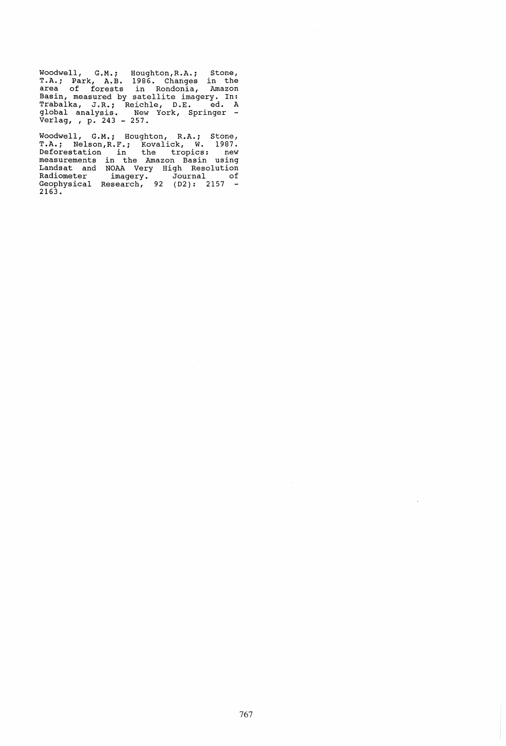Woodwell, G.M.; Houghton,R.A.; Stone, T.A.; Park, A.B. 1986. Changes in the area of forests in Rondonia, Amazon Basin, measured by satellite imagery. In: Trabalka, J.R.; Reichle, D.E. ed. A global analysis. New York, Springer - Verlag, , p. 243 - 257.

Woodwell, G.M.; Houghton, R.A.; Stone, T.A.; Nelson,R.F.; Kovalick, W. 1987. Deforestation in the tropics: new measurements in the Amazon Basin using Landsat and NOAA Very High Resolution Radiometer imagery. Journal of Geophysical Research, 92 (D2): 2157 - 2163.